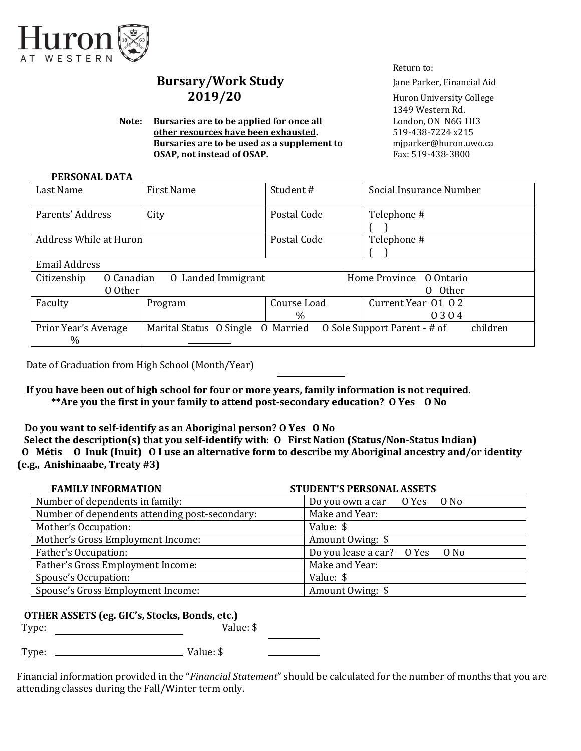Huron AT WESTERN

Return to:
Jane Parker, Financial Aid
Huron University College
1349 Western Rd.
London, ON N6G 1H3
519-438-7224 x215
mjparker@huron.uwo.ca
Fax: 519-438-3800

# Bursary/Work Study 2019/20

**Note: Bursaries are to be applied for <u>once all other resources have been exhausted</u>. Bursaries are to be used as a supplement to OSAP, not instead of OSAP.**

**PERSONAL DATA**

| Last Name | First Name | Student # | Social Insurance Number |
|---|---|---|---|
| Parents' Address | City | Postal Code | Telephone # ( ) |
| Address While at Huron | | Postal Code | Telephone # ( ) |
| Email Address | | | |
| Citizenship O Canadian O Landed Immigrant O Other | | Home Province O Ontario O Other | |
| Faculty | Program | Course Load % | Current Year O1 O2 O3 O4 |
| Prior Year's Average % | Marital Status O Single O Married O Sole Support Parent - # of ______ children | | |

Date of Graduation from High School (Month/Year) ______________

**If you have been out of high school for four or more years, family information is not required.**
**\*\*Are you the first in your family to attend post-secondary education? O Yes O No**

**Do you want to self-identify as an Aboriginal person? O Yes O No**
**Select the description(s) that you self-identify with: O First Nation (Status/Non-Status Indian) O Métis O Inuk (Inuit) O I use an alternative form to describe my Aboriginal ancestry and/or identity (e.g., Anishinaabe, Treaty #3)**

| **FAMILY INFORMATION** | **STUDENT'S PERSONAL ASSETS** |
|---|---|
| Number of dependents in family: | Do you own a car O Yes O No |
| Number of dependents attending post-secondary: | Make and Year: |
| Mother's Occupation: | Value: $ |
| Mother's Gross Employment Income: | Amount Owing: $ |
| Father's Occupation: | Do you lease a car? O Yes O No |
| Father's Gross Employment Income: | Make and Year: |
| Spouse's Occupation: | Value: $ |
| Spouse's Gross Employment Income: | Amount Owing: $ |

**OTHER ASSETS (eg. GIC's, Stocks, Bonds, etc.)**

Type: ______________________ Value: $ __________

Type: ______________________ Value: $ __________

Financial information provided in the "*Financial Statement*" should be calculated for the number of months that you are attending classes during the Fall/Winter term only.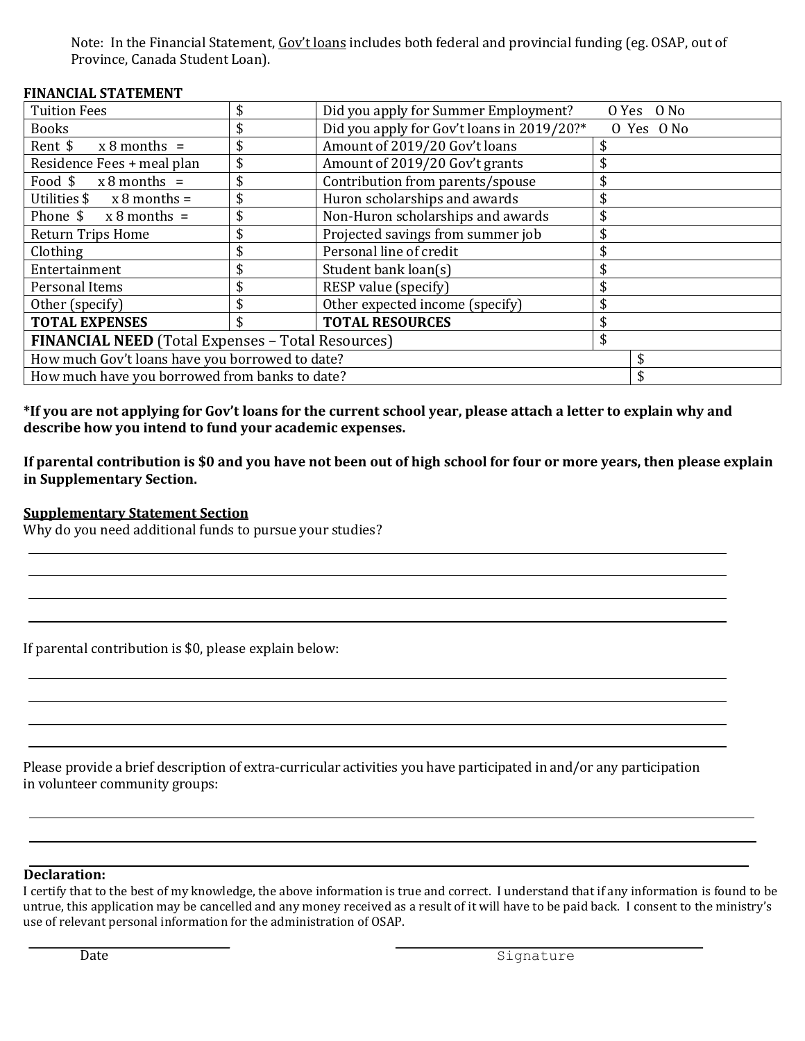Note: In the Financial Statement, Gov't loans includes both federal and provincial funding (eg. OSAP, out of Province, Canada Student Loan).

**FINANCIAL STATEMENT**

| | | | | |
|---|---|---|---|---|
| Tuition Fees | $ | Did you apply for Summer Employment? O Yes O No | | |
| Books | $ | Did you apply for Gov't loans in 2019/20?* O Yes O No | | |
| Rent $ x 8 months = | $ | Amount of 2019/20 Gov't loans | $ | |
| Residence Fees + meal plan | $ | Amount of 2019/20 Gov't grants | $ | |
| Food $ x 8 months = | $ | Contribution from parents/spouse | $ | |
| Utilities $ x 8 months = | $ | Huron scholarships and awards | $ | |
| Phone $ x 8 months = | $ | Non-Huron scholarships and awards | $ | |
| Return Trips Home | $ | Projected savings from summer job | $ | |
| Clothing | $ | Personal line of credit | $ | |
| Entertainment | $ | Student bank loan(s) | $ | |
| Personal Items | $ | RESP value (specify) | $ | |
| Other (specify) | $ | Other expected income (specify) | $ | |
| **TOTAL EXPENSES** | $ | **TOTAL RESOURCES** | $ | |
| **FINANCIAL NEED** (Total Expenses – Total Resources) | | | $ | |
| How much Gov't loans have you borrowed to date? | | | | $ |
| How much have you borrowed from banks to date? | | | | $ |

**\*If you are not applying for Gov't loans for the current school year, please attach a letter to explain why and describe how you intend to fund your academic expenses.**

**If parental contribution is $0 and you have not been out of high school for four or more years, then please explain in Supplementary Section.**

**Supplementary Statement Section**

Why do you need additional funds to pursue your studies?

______________________________________________________________________

______________________________________________________________________

______________________________________________________________________

______________________________________________________________________

If parental contribution is $0, please explain below:

______________________________________________________________________

______________________________________________________________________

______________________________________________________________________

______________________________________________________________________

Please provide a brief description of extra-curricular activities you have participated in and/or any participation in volunteer community groups:

______________________________________________________________________

______________________________________________________________________

______________________________________________________________________

**Declaration:**

I certify that to the best of my knowledge, the above information is true and correct. I understand that if any information is found to be untrue, this application may be cancelled and any money received as a result of it will have to be paid back. I consent to the ministry's use of relevant personal information for the administration of OSAP.

______________________ ______________________

Date Signature